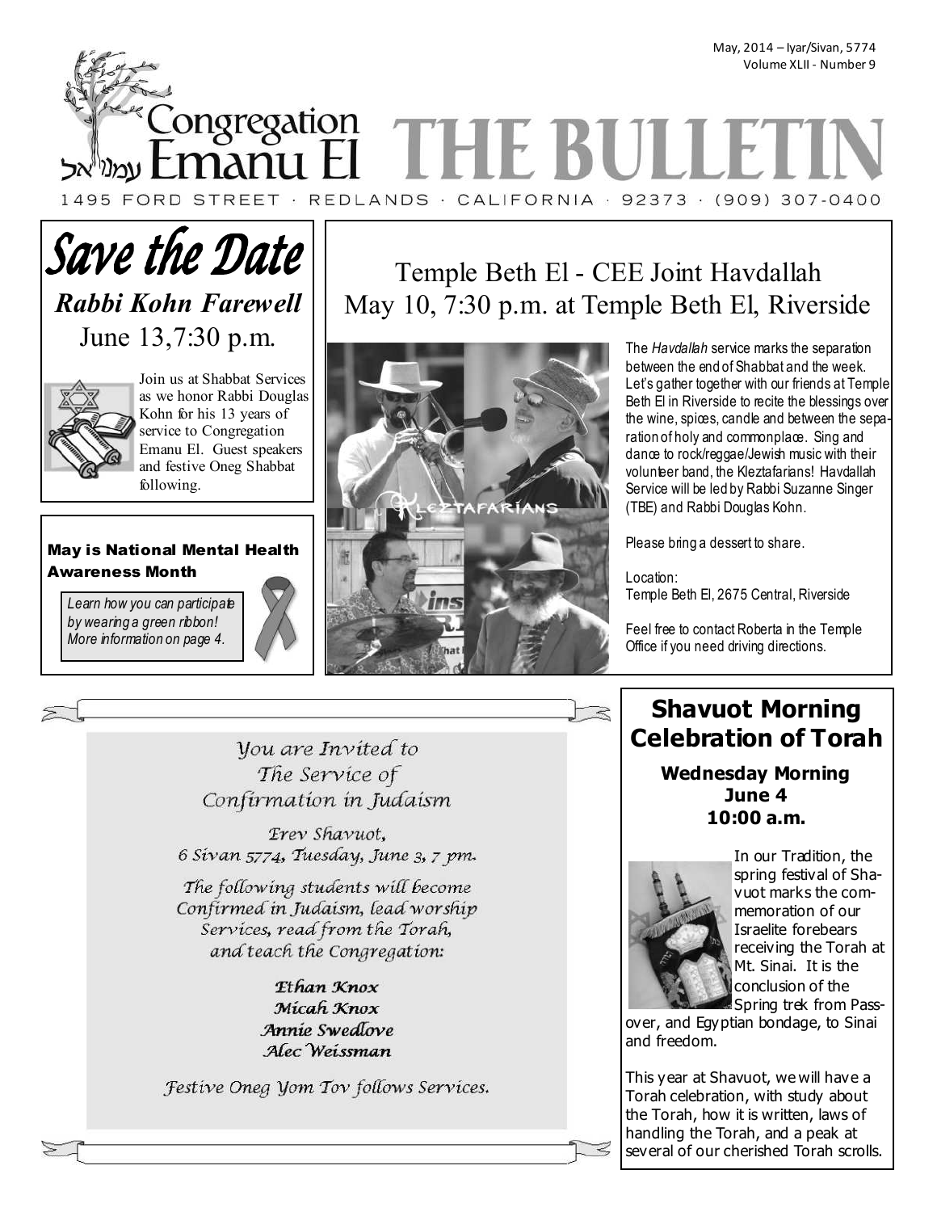May, 2014 – Iyar/Sivan, 5774
Volume XLII - Number 9

# Congregation Emanu El עמנו אל — THE BULLETIN

1495 FORD STREET · REDLANDS · CALIFORNIA · 92373 · (909) 307-0400

## Save the Date

### *Rabbi Kohn Farewell*

June 13,7:30 p.m.

Join us at Shabbat Services as we honor Rabbi Douglas Kohn for his 13 years of service to Congregation Emanu El. Guest speakers and festive Oneg Shabbat following.

**May is National Mental Health Awareness Month**

*Learn how you can participate by wearing a green ribbon! More information on page 4.*

## Temple Beth El - CEE Joint Havdallah
## May 10, 7:30 p.m. at Temple Beth El, Riverside

The *Havdallah* service marks the separation between the end of Shabbat and the week. Let's gather together with our friends at Temple Beth El in Riverside to recite the blessings over the wine, spices, candle and between the separation of holy and commonplace. Sing and dance to rock/reggae/Jewish music with their volunteer band, the Kleztafarians! Havdallah Service will be led by Rabbi Suzanne Singer (TBE) and Rabbi Douglas Kohn.

Please bring a dessert to share.

Location:
Temple Beth El, 2675 Central, Riverside

Feel free to contact Roberta in the Temple Office if you need driving directions.

*You are Invited to*
*The Service of*
*Confirmation in Judaism*

*Erev Shavuot,*
*6 Sivan 5774, Tuesday, June 3, 7 pm.*

*The following students will become Confirmed in Judaism, lead worship Services, read from the Torah, and teach the Congregation:*

*Ethan Knox*
*Micah Knox*
*Annie Swedlove*
*Alec Weissman*

*Festive Oneg Yom Tov follows Services.*

## Shavuot Morning Celebration of Torah

**Wednesday Morning**
**June 4**
**10:00 a.m.**

In our Tradition, the spring festival of Shavuot marks the commemoration of our Israelite forebears receiving the Torah at Mt. Sinai. It is the conclusion of the Spring trek from Passover, and Egyptian bondage, to Sinai and freedom.

This year at Shavuot, we will have a Torah celebration, with study about the Torah, how it is written, laws of handling the Torah, and a peak at several of our cherished Torah scrolls.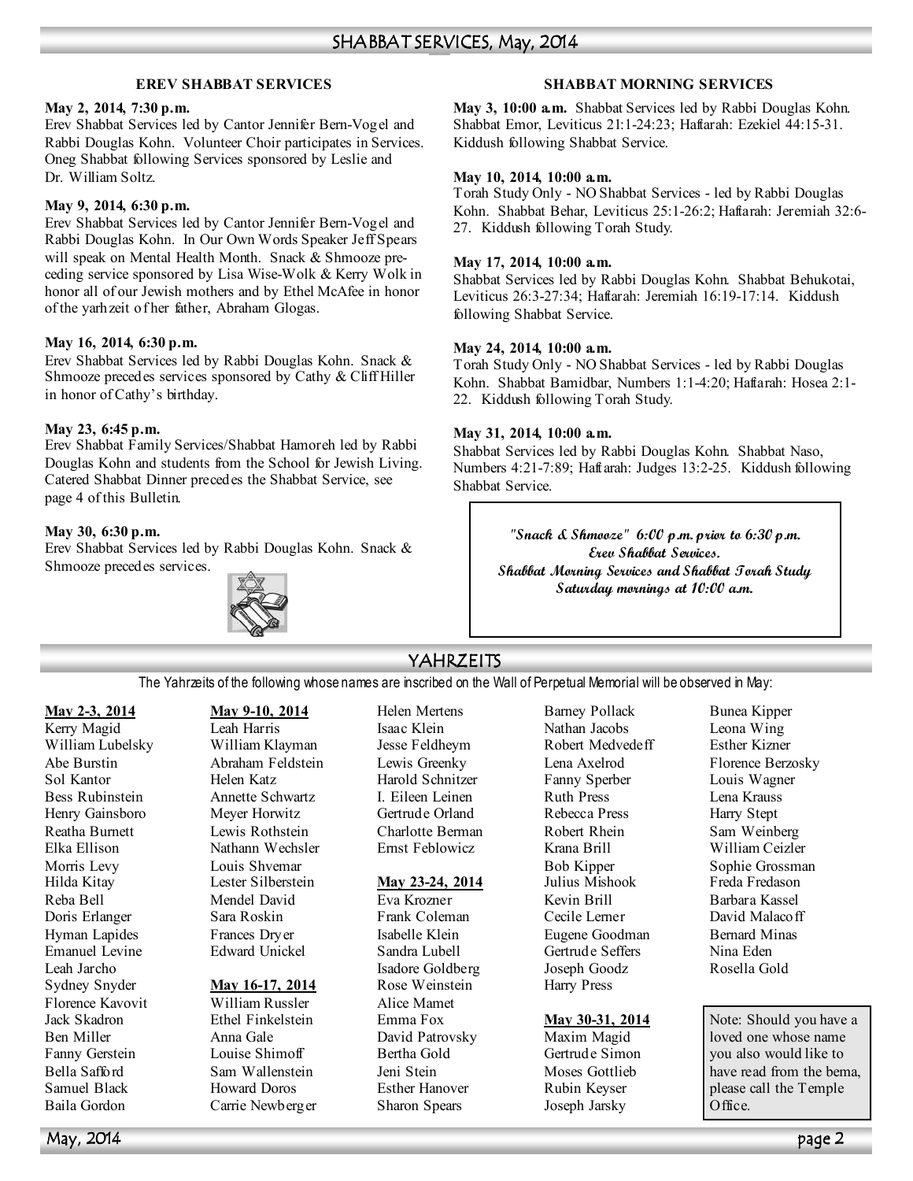# SHABBAT SERVICES, May, 2014

## EREV SHABBAT SERVICES

**May 2, 2014, 7:30 p.m.**
Erev Shabbat Services led by Cantor Jennifer Bern-Vogel and Rabbi Douglas Kohn. Volunteer Choir participates in Services. Oneg Shabbat following Services sponsored by Leslie and Dr. William Soltz.

**May 9, 2014, 6:30 p.m.**
Erev Shabbat Services led by Cantor Jennifer Bern-Vogel and Rabbi Douglas Kohn. In Our Own Words Speaker Jeff Spears will speak on Mental Health Month. Snack & Shmooze preceding service sponsored by Lisa Wise-Wolk & Kerry Wolk in honor all of our Jewish mothers and by Ethel McAfee in honor of the yarhzeit of her father, Abraham Glogas.

**May 16, 2014, 6:30 p.m.**
Erev Shabbat Services led by Rabbi Douglas Kohn. Snack & Shmooze precedes services sponsored by Cathy & Cliff Hiller in honor of Cathy's birthday.

**May 23, 6:45 p.m.**
Erev Shabbat Family Services/Shabbat Hamoreh led by Rabbi Douglas Kohn and students from the School for Jewish Living. Catered Shabbat Dinner precedes the Shabbat Service, see page 4 of this Bulletin.

**May 30, 6:30 p.m.**
Erev Shabbat Services led by Rabbi Douglas Kohn. Snack & Shmooze precedes services.

## SHABBAT MORNING SERVICES

**May 3, 10:00 a.m.** Shabbat Services led by Rabbi Douglas Kohn. Shabbat Emor, Leviticus 21:1-24:23; Haftarah: Ezekiel 44:15-31. Kiddush following Shabbat Service.

**May 10, 2014, 10:00 a.m.**
Torah Study Only - NO Shabbat Services - led by Rabbi Douglas Kohn. Shabbat Behar, Leviticus 25:1-26:2; Haftarah: Jeremiah 32:6-27. Kiddush following Torah Study.

**May 17, 2014, 10:00 a.m.**
Shabbat Services led by Rabbi Douglas Kohn. Shabbat Behukotai, Leviticus 26:3-27:34; Haftarah: Jeremiah 16:19-17:14. Kiddush following Shabbat Service.

**May 24, 2014, 10:00 a.m.**
Torah Study Only - NO Shabbat Services - led by Rabbi Douglas Kohn. Shabbat Bamidbar, Numbers 1:1-4:20; Haftarah: Hosea 2:1-22. Kiddush following Torah Study.

**May 31, 2014, 10:00 a.m.**
Shabbat Services led by Rabbi Douglas Kohn. Shabbat Naso, Numbers 4:21-7:89; Haftarah: Judges 13:2-25. Kiddush following Shabbat Service.

> ***"Snack & Shmooze" 6:00 p.m. prior to 6:30 p.m. Erev Shabbat Services.***
> ***Shabbat Morning Services and Shabbat Torah Study Saturday mornings at 10:00 a.m.***

# YAHRZEITS

The Yahrzeits of the following whose names are inscribed on the Wall of Perpetual Memorial will be observed in May:

**May 2-3, 2014**
Kerry Magid
William Lubelsky
Abe Burstin
Sol Kantor
Bess Rubinstein
Henry Gainsboro
Reatha Burnett
Elka Ellison
Morris Levy
Hilda Kitay
Reba Bell
Doris Erlanger
Hyman Lapides
Emanuel Levine
Leah Jarcho
Sydney Snyder
Florence Kavovit
Jack Skadron
Ben Miller
Fanny Gerstein
Bella Safford
Samuel Black
Baila Gordon

**May 9-10, 2014**
Leah Harris
William Klayman
Abraham Feldstein
Helen Katz
Annette Schwartz
Meyer Horwitz
Lewis Rothstein
Nathann Wechsler
Louis Shvemar
Lester Silberstein
Mendel David
Sara Roskin
Frances Dryer
Edward Unickel

**May 16-17, 2014**
William Russler
Ethel Finkelstein
Anna Gale
Louise Shimoff
Sam Wallenstein
Howard Doros
Carrie Newberger
Helen Mertens
Isaac Klein
Jesse Feldheym
Lewis Greenky
Harold Schnitzer
I. Eileen Leinen
Gertrude Orland
Charlotte Berman
Ernst Feblowicz

**May 23-24, 2014**
Eva Krozner
Frank Coleman
Isabelle Klein
Sandra Lubell
Isadore Goldberg
Rose Weinstein
Alice Mamet
Emma Fox
David Patrovsky
Bertha Gold
Jeni Stein
Esther Hanover
Sharon Spears
Barney Pollack
Nathan Jacobs
Robert Medvedeff
Lena Axelrod
Fanny Sperber
Ruth Press
Rebecca Press
Robert Rhein
Krana Brill
Bob Kipper
Julius Mishook
Kevin Brill
Cecile Lerner
Eugene Goodman
Gertrude Seffers
Joseph Goodz
Harry Press

**May 30-31, 2014**
Maxim Magid
Gertrude Simon
Moses Gottlieb
Rubin Keyser
Joseph Jarsky
Bunea Kipper
Leona Wing
Esther Kizner
Florence Berzosky
Louis Wagner
Lena Krauss
Harry Stept
Sam Weinberg
William Ceizler
Sophie Grossman
Freda Fredason
Barbara Kassel
David Malacoff
Bernard Minas
Nina Eden
Rosella Gold

> Note: Should you have a loved one whose name you also would like to have read from the bema, please call the Temple Office.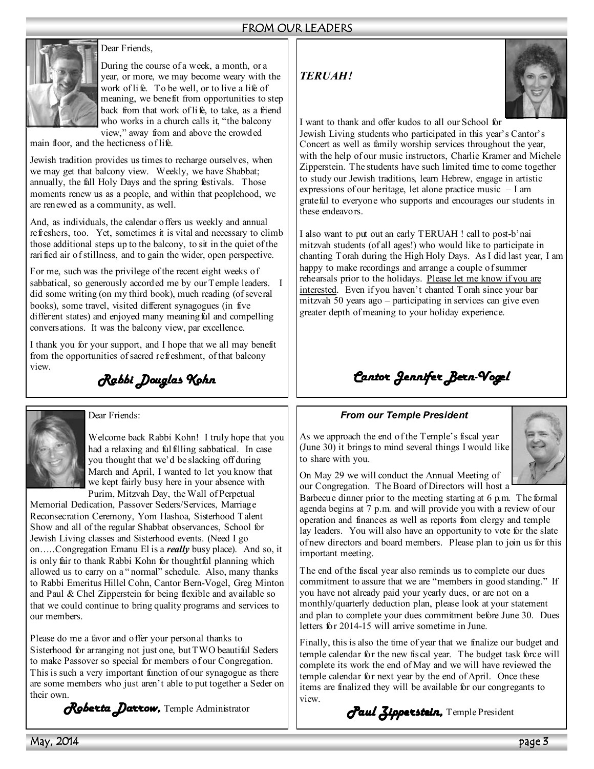## FROM OUR LEADERS

Dear Friends,

During the course of a week, a month, or a year, or more, we may become weary with the work of life. To be well, or to live a life of meaning, we benefit from opportunities to step back from that work of life, to take, as a friend who works in a church calls it, "the balcony view," away from and above the crowded main floor, and the hecticness of life.

Jewish tradition provides us times to recharge ourselves, when we may get that balcony view. Weekly, we have Shabbat; annually, the fall Holy Days and the spring festivals. Those moments renew us as a people, and within that peoplehood, we are renewed as a community, as well.

And, as individuals, the calendar offers us weekly and annual refreshers, too. Yet, sometimes it is vital and necessary to climb those additional steps up to the balcony, to sit in the quiet of the rarified air of stillness, and to gain the wider, open perspective.

For me, such was the privilege of the recent eight weeks of sabbatical, so generously accorded me by our Temple leaders. I did some writing (on my third book), much reading (of several books), some travel, visited different synagogues (in five different states) and enjoyed many meaningful and compelling conversations. It was the balcony view, par excellence.

I thank you for your support, and I hope that we all may benefit from the opportunities of sacred refreshment, of that balcony view.

*Rabbi Douglas Kohn*

---

***TERUAH!***

I want to thank and offer kudos to all our School for Jewish Living students who participated in this year's Cantor's Concert as well as family worship services throughout the year, with the help of our music instructors, Charlie Kramer and Michele Zipperstein. The students have such limited time to come together to study our Jewish traditions, learn Hebrew, engage in artistic expressions of our heritage, let alone practice music – I am grateful to everyone who supports and encourages our students in these endeavors.

I also want to put out an early TERUAH ! call to post-b'nai mitzvah students (of all ages!) who would like to participate in chanting Torah during the High Holy Days. As I did last year, I am happy to make recordings and arrange a couple of summer rehearsals prior to the holidays. Please let me know if you are interested. Even if you haven't chanted Torah since your bar mitzvah 50 years ago – participating in services can give even greater depth of meaning to your holiday experience.

*Cantor Jennifer Bern-Vogel*

---

Dear Friends:

Welcome back Rabbi Kohn! I truly hope that you had a relaxing and fulfilling sabbatical. In case you thought that we'd be slacking off during March and April, I wanted to let you know that we kept fairly busy here in your absence with Purim, Mitzvah Day, the Wall of Perpetual Memorial Dedication, Passover Seders/Services, Marriage Reconsecration Ceremony, Yom Hashoa, Sisterhood Talent Show and all of the regular Shabbat observances, School for Jewish Living classes and Sisterhood events. (Need I go on…..Congregation Emanu El is a ***really*** busy place). And so, it is only fair to thank Rabbi Kohn for thoughtful planning which allowed us to carry on a "normal" schedule. Also, many thanks to Rabbi Emeritus Hillel Cohn, Cantor Bern-Vogel, Greg Minton and Paul & Chel Zipperstein for being flexible and available so that we could continue to bring quality programs and services to our members.

Please do me a favor and offer your personal thanks to Sisterhood for arranging not just one, but TWO beautiful Seders to make Passover so special for members of our Congregation. This is such a very important function of our synagogue as there are some members who just aren't able to put together a Seder on their own.

*Roberta Darrow,* Temple Administrator

---

***From our Temple President***

As we approach the end of the Temple's fiscal year (June 30) it brings to mind several things I would like to share with you.

On May 29 we will conduct the Annual Meeting of our Congregation. The Board of Directors will host a Barbecue dinner prior to the meeting starting at 6 p.m. The formal agenda begins at 7 p.m. and will provide you with a review of our operation and finances as well as reports from clergy and temple lay leaders. You will also have an opportunity to vote for the slate of new directors and board members. Please plan to join us for this important meeting.

The end of the fiscal year also reminds us to complete our dues commitment to assure that we are "members in good standing." If you have not already paid your yearly dues, or are not on a monthly/quarterly deduction plan, please look at your statement and plan to complete your dues commitment before June 30. Dues letters for 2014-15 will arrive sometime in June.

Finally, this is also the time of year that we finalize our budget and temple calendar for the new fiscal year. The budget task force will complete its work the end of May and we will have reviewed the temple calendar for next year by the end of April. Once these items are finalized they will be available for our congregants to view.

*Paul Zipperstein,* Temple President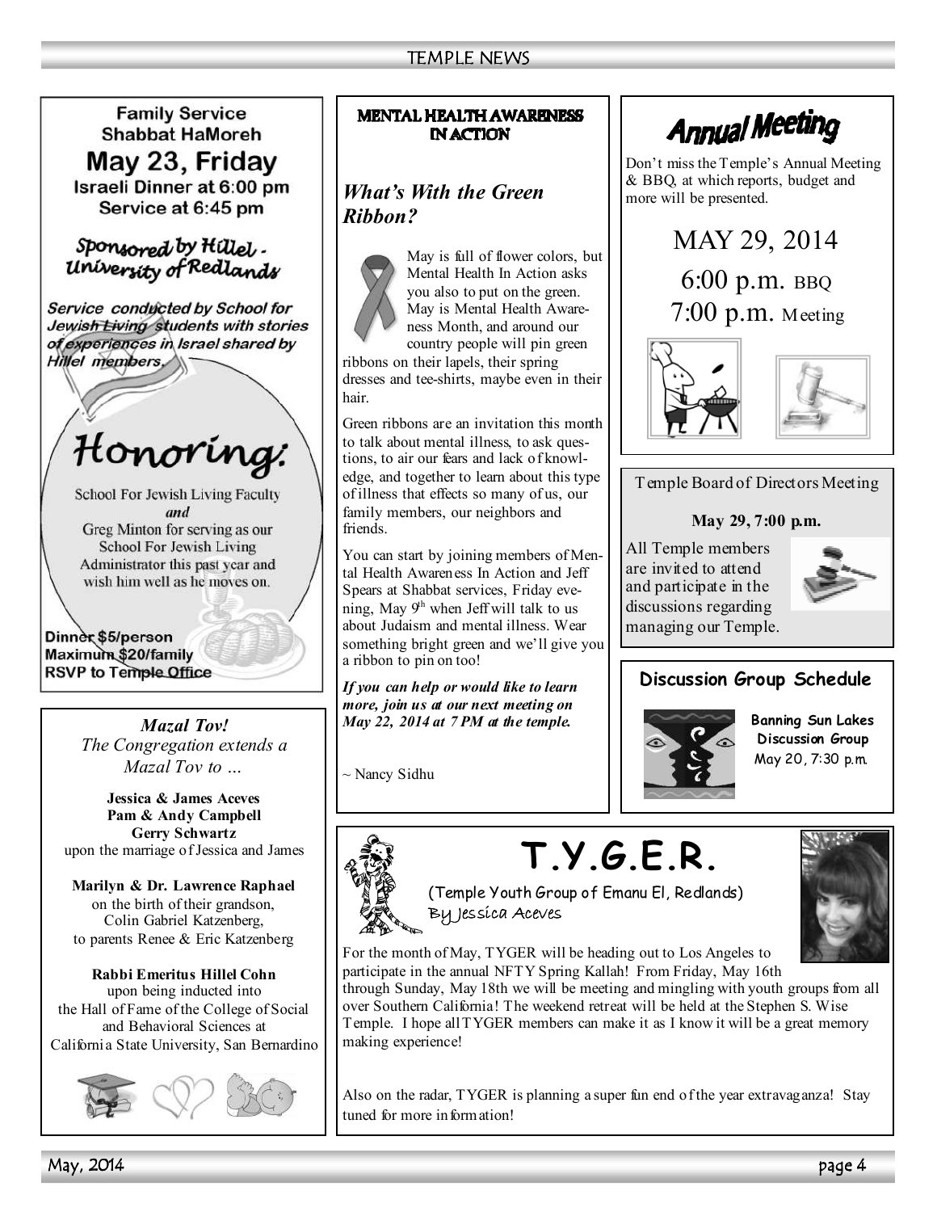## Family Service Shabbat HaMoreh

**May 23, Friday**

**Israeli Dinner at 6:00 pm**
**Service at 6:45 pm**

*Sponsored by Hillel - University of Redlands*

*Service conducted by School for Jewish Living students with stories of experiences in Israel shared by Hillel members.*

### Honoring:

School For Jewish Living Faculty

*and*

Greg Minton for serving as our School For Jewish Living Administrator this past year and wish him well as he moves on.

**Dinner $5/person**
**Maximum $20/family**
**RSVP to Temple Office**

---

### *Mazal Tov!*

*The Congregation extends a Mazal Tov to …*

**Jessica & James Aceves**
**Pam & Andy Campbell**
**Gerry Schwartz**
upon the marriage of Jessica and James

**Marilyn & Dr. Lawrence Raphael**
on the birth of their grandson, Colin Gabriel Katzenberg, to parents Renee & Eric Katzenberg

**Rabbi Emeritus Hillel Cohn**
upon being inducted into the Hall of Fame of the College of Social and Behavioral Sciences at California State University, San Bernardino

---

## MENTAL HEALTH AWARENESS IN ACTION

### *What's With the Green Ribbon?*

May is full of flower colors, but Mental Health In Action asks you also to put on the green. May is Mental Health Awareness Month, and around our country people will pin green ribbons on their lapels, their spring dresses and tee-shirts, maybe even in their hair.

Green ribbons are an invitation this month to talk about mental illness, to ask questions, to air our fears and lack of knowledge, and together to learn about this type of illness that effects so many of us, our family members, our neighbors and friends.

You can start by joining members of Mental Health Awareness In Action and Jeff Spears at Shabbat services, Friday evening, May 9th when Jeff will talk to us about Judaism and mental illness. Wear something bright green and we'll give you a ribbon to pin on too!

***If you can help or would like to learn more, join us at our next meeting on May 22, 2014 at 7 PM at the temple.***

~ Nancy Sidhu

---

## Annual Meeting

Don't miss the Temple's Annual Meeting & BBQ, at which reports, budget and more will be presented.

MAY 29, 2014

6:00 p.m. BBQ

7:00 p.m. Meeting

---

### Temple Board of Directors Meeting

**May 29, 7:00 p.m.**

All Temple members are invited to attend and participate in the discussions regarding managing our Temple.

---

### Discussion Group Schedule

**Banning Sun Lakes Discussion Group**
May 20, 7:30 p.m.

---

## T.Y.G.E.R.

(Temple Youth Group of Emanu El, Redlands)
By Jessica Aceves

For the month of May, TYGER will be heading out to Los Angeles to participate in the annual NFTY Spring Kallah! From Friday, May 16th through Sunday, May 18th we will be meeting and mingling with youth groups from all over Southern California! The weekend retreat will be held at the Stephen S. Wise Temple. I hope all TYGER members can make it as I know it will be a great memory making experience!

Also on the radar, TYGER is planning a super fun end of the year extravaganza! Stay tuned for more information!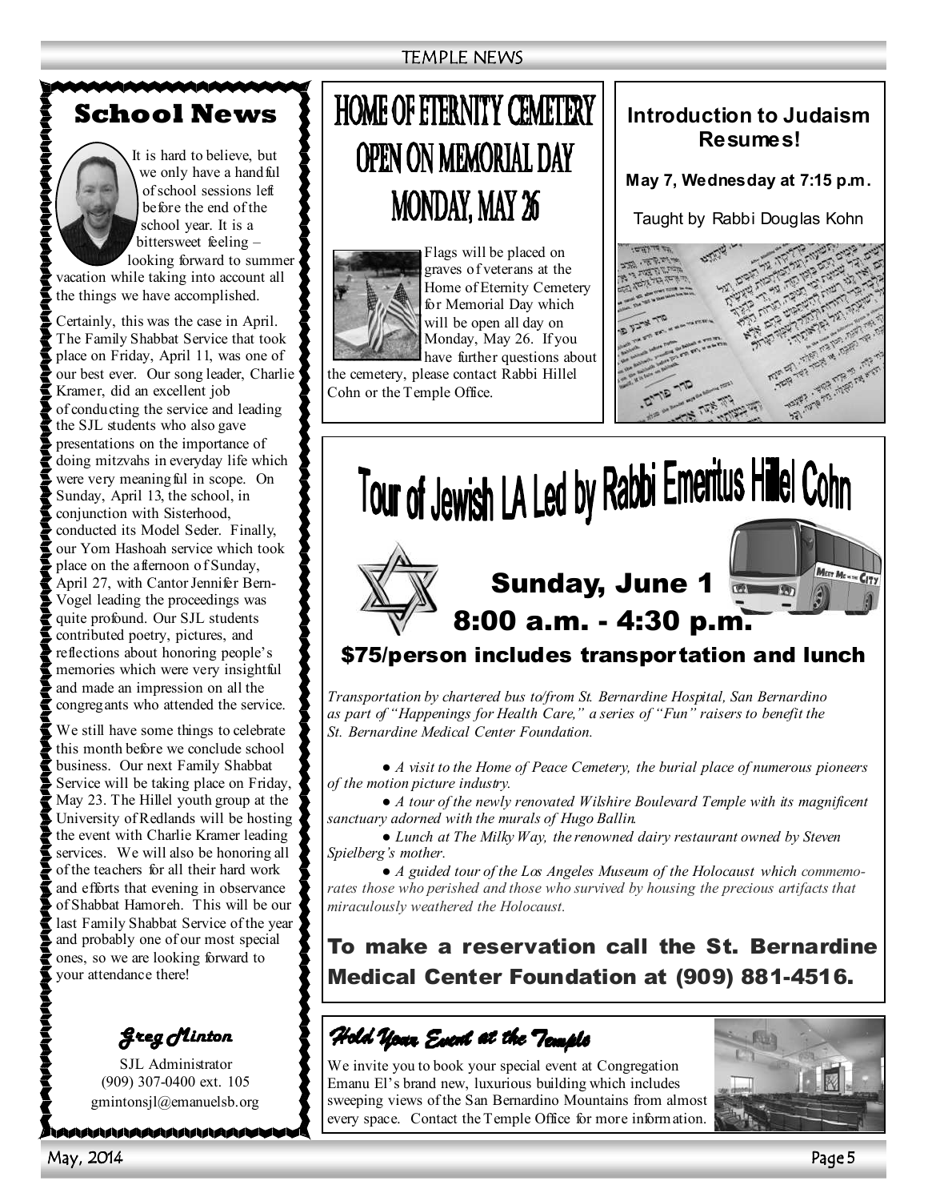## School News

It is hard to believe, but we only have a handful of school sessions left before the end of the school year. It is a bittersweet feeling – looking forward to summer vacation while taking into account all the things we have accomplished.

Certainly, this was the case in April. The Family Shabbat Service that took place on Friday, April 11, was one of our best ever. Our song leader, Charlie Kramer, did an excellent job of conducting the service and leading the SJL students who also gave presentations on the importance of doing mitzvahs in everyday life which were very meaningful in scope. On Sunday, April 13, the school, in conjunction with Sisterhood, conducted its Model Seder. Finally, our Yom Hashoah service which took place on the afternoon of Sunday, April 27, with Cantor Jennifer Bern-Vogel leading the proceedings was quite profound. Our SJL students contributed poetry, pictures, and reflections about honoring people's memories which were very insightful and made an impression on all the congregants who attended the service.

We still have some things to celebrate this month before we conclude school business. Our next Family Shabbat Service will be taking place on Friday, May 23. The Hillel youth group at the University of Redlands will be hosting the event with Charlie Kramer leading services. We will also be honoring all of the teachers for all their hard work and efforts that evening in observance of Shabbat Hamoreh. This will be our last Family Shabbat Service of the year and probably one of our most special ones, so we are looking forward to your attendance there!

*Greg Minton*

SJL Administrator
(909) 307-0400 ext. 105
gmintonsjl@emanuelsb.org

## HOME OF ETERNITY CEMETERY OPEN ON MEMORIAL DAY MONDAY, MAY 26

Flags will be placed on graves of veterans at the Home of Eternity Cemetery for Memorial Day which will be open all day on Monday, May 26. If you have further questions about the cemetery, please contact Rabbi Hillel Cohn or the Temple Office.

## Introduction to Judaism Resumes!

**May 7, Wednesday at 7:15 p.m.**

Taught by Rabbi Douglas Kohn

## Tour of Jewish LA Led by Rabbi Emeritus Hillel Cohn

## Sunday, June 1
## 8:00 a.m. - 4:30 p.m.

### $75/person includes transportation and lunch

*Transportation by chartered bus to/from St. Bernardine Hospital, San Bernardino as part of "Happenings for Health Care," a series of "Fun" raisers to benefit the St. Bernardine Medical Center Foundation.*

- *A visit to the Home of Peace Cemetery, the burial place of numerous pioneers of the motion picture industry.*
- *A tour of the newly renovated Wilshire Boulevard Temple with its magnificent sanctuary adorned with the murals of Hugo Ballin.*
- *Lunch at The Milky Way, the renowned dairy restaurant owned by Steven Spielberg's mother.*
- *A guided tour of the Los Angeles Museum of the Holocaust which commemorates those who perished and those who survived by housing the precious artifacts that miraculously weathered the Holocaust.*

**To make a reservation call the St. Bernardine Medical Center Foundation at (909) 881-4516.**

## *Hold Your Event at the Temple*

We invite you to book your special event at Congregation Emanu El's brand new, luxurious building which includes sweeping views of the San Bernardino Mountains from almost every space. Contact the Temple Office for more information.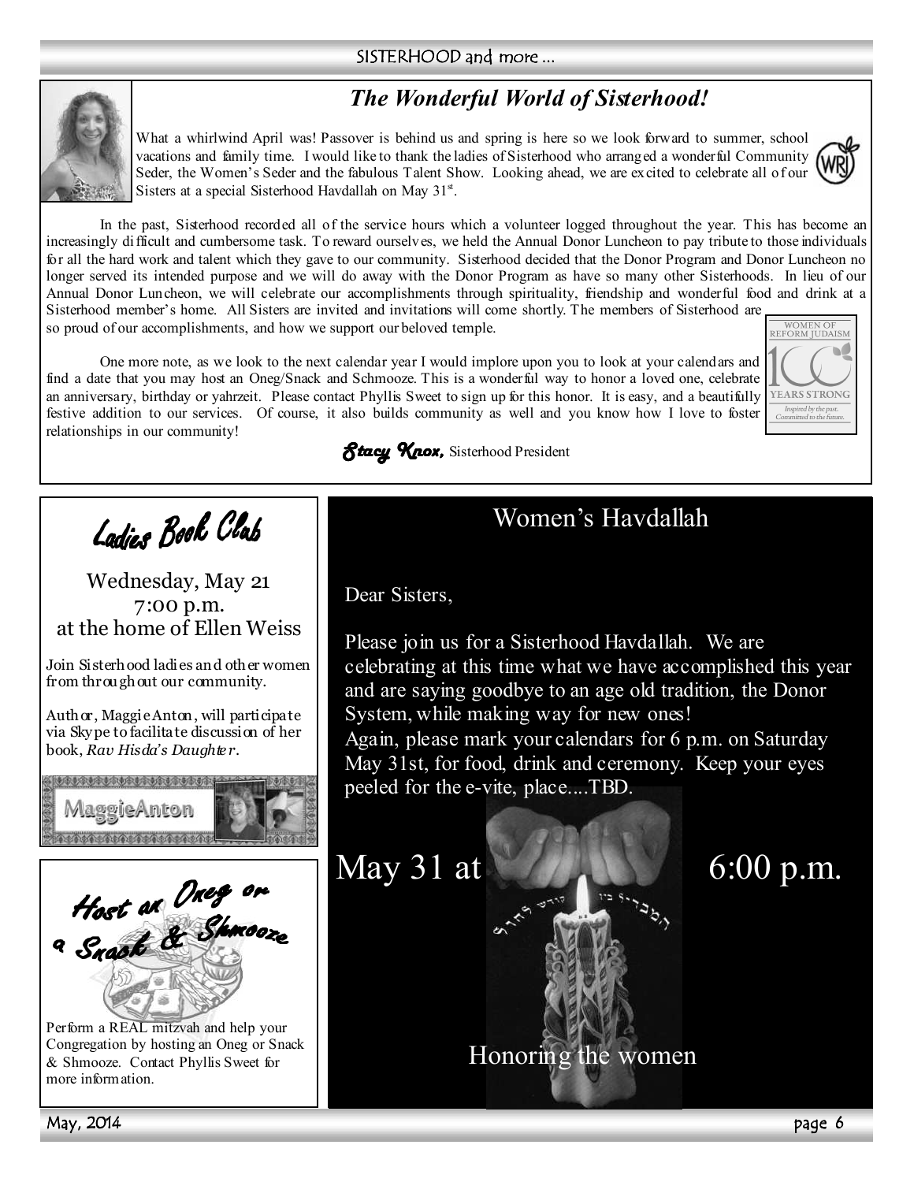## The Wonderful World of Sisterhood!

What a whirlwind April was! Passover is behind us and spring is here so we look forward to summer, school vacations and family time. I would like to thank the ladies of Sisterhood who arranged a wonderful Community Seder, the Women's Seder and the fabulous Talent Show. Looking ahead, we are excited to celebrate all of our Sisters at a special Sisterhood Havdallah on May 31st.

In the past, Sisterhood recorded all of the service hours which a volunteer logged throughout the year. This has become an increasingly difficult and cumbersome task. To reward ourselves, we held the Annual Donor Luncheon to pay tribute to those individuals for all the hard work and talent which they gave to our community. Sisterhood decided that the Donor Program and Donor Luncheon no longer served its intended purpose and we will do away with the Donor Program as have so many other Sisterhoods. In lieu of our Annual Donor Luncheon, we will celebrate our accomplishments through spirituality, friendship and wonderful food and drink at a Sisterhood member's home. All Sisters are invited and invitations will come shortly. The members of Sisterhood are so proud of our accomplishments, and how we support our beloved temple.

One more note, as we look to the next calendar year I would implore upon you to look at your calendars and find a date that you may host an Oneg/Snack and Schmooze. This is a wonderful way to honor a loved one, celebrate an anniversary, birthday or yahrzeit. Please contact Phyllis Sweet to sign up for this honor. It is easy, and a beautifully festive addition to our services. Of course, it also builds community as well and you know how I love to foster relationships in our community!

WOMEN OF REFORM JUDAISM 100 YEARS STRONG Inspired by the past. Committed to the future.

***Stacy Knox,*** Sisterhood President

## Ladies Book Club

Wednesday, May 21
7:00 p.m.
at the home of Ellen Weiss

Join Sisterhood ladies and other women from throughout our community.

Author, Maggie Anton, will participate via Skype to facilitate discussion of her book, *Rav Hisda's Daughter*.

MaggieAnton

## Host an Oneg or a Snack & Shmooze

Perform a REAL mitzvah and help your Congregation by hosting an Oneg or Snack & Shmooze. Contact Phyllis Sweet for more information.

## Women's Havdallah

Dear Sisters,

Please join us for a Sisterhood Havdallah. We are celebrating at this time what we have accomplished this year and are saying goodbye to an age old tradition, the Donor System, while making way for new ones!
Again, please mark your calendars for 6 p.m. on Saturday May 31st, for food, drink and ceremony. Keep your eyes peeled for the e-vite, place....TBD.

May 31 at 6:00 p.m.

Honoring the women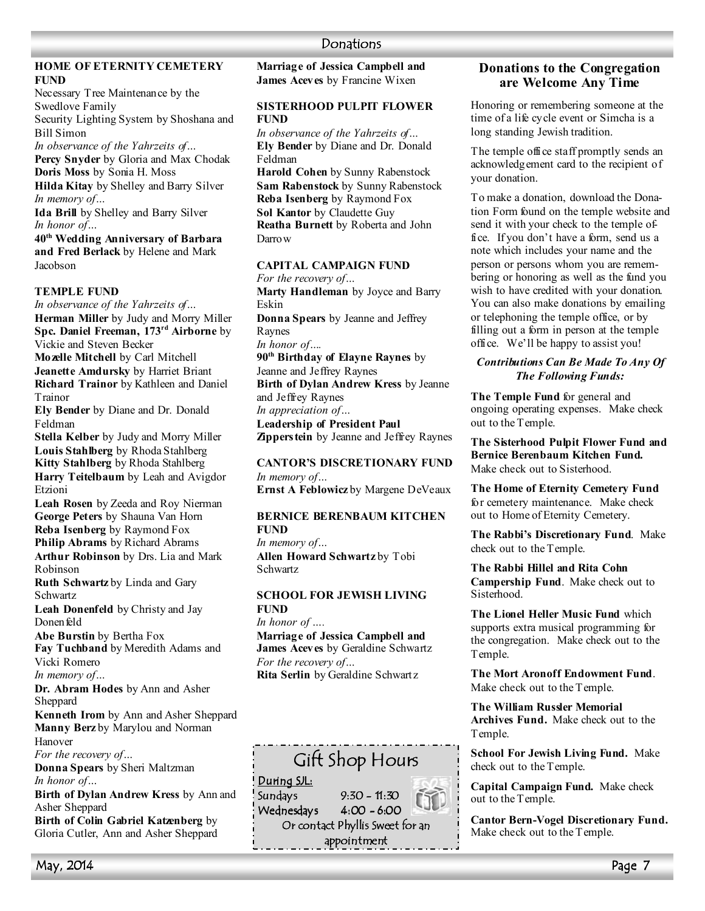## Donations

### HOME OF ETERNITY CEMETERY FUND

Necessary Tree Maintenance by the Swedlove Family
Security Lighting System by Shoshana and Bill Simon

*In observance of the Yahrzeits of…*
**Percy Snyder** by Gloria and Max Chodak
**Doris Moss** by Sonia H. Moss
**Hilda Kitay** by Shelley and Barry Silver

*In memory of…*
**Ida Brill** by Shelley and Barry Silver

*In honor of…*
**40th Wedding Anniversary of Barbara and Fred Berlack** by Helene and Mark Jacobson

### TEMPLE FUND

*In observance of the Yahrzeits of…*
**Herman Miller** by Judy and Morry Miller
**Spc. Daniel Freeman, 173rd Airborne** by Vickie and Steven Becker
**Mozelle Mitchell** by Carl Mitchell
**Jeanette Amdursky** by Harriet Briant
**Richard Trainor** by Kathleen and Daniel Trainor
**Ely Bender** by Diane and Dr. Donald Feldman
**Stella Kelber** by Judy and Morry Miller
**Louis Stahlberg** by Rhoda Stahlberg
**Kitty Stahlberg** by Rhoda Stahlberg
**Harry Teitelbaum** by Leah and Avigdor Etzioni
**Leah Rosen** by Zeeda and Roy Nierman
**George Peters** by Shauna Van Horn
**Reba Isenberg** by Raymond Fox
**Philip Abrams** by Richard Abrams
**Arthur Robinson** by Drs. Lia and Mark Robinson
**Ruth Schwartz** by Linda and Gary Schwartz
**Leah Donenfeld** by Christy and Jay Donenfeld
**Abe Burstin** by Bertha Fox
**Fay Tuchband** by Meredith Adams and Vicki Romero

*In memory of…*
**Dr. Abram Hodes** by Ann and Asher Sheppard
**Kenneth Irom** by Ann and Asher Sheppard
**Manny Berz** by Marylou and Norman Hanover

*For the recovery of…*
**Donna Spears** by Sheri Maltzman

*In honor of…*
**Birth of Dylan Andrew Kress** by Ann and Asher Sheppard
**Birth of Colin Gabriel Katzenberg** by Gloria Cutler, Ann and Asher Sheppard
**Marriage of Jessica Campbell and James Aceves** by Francine Wixen

### SISTERHOOD PULPIT FLOWER FUND

*In observance of the Yahrzeits of…*
**Ely Bender** by Diane and Dr. Donald Feldman
**Harold Cohen** by Sunny Rabenstock
**Sam Rabenstock** by Sunny Rabenstock
**Reba Isenberg** by Raymond Fox
**Sol Kantor** by Claudette Guy
**Reatha Burnett** by Roberta and John Darrow

### CAPITAL CAMPAIGN FUND

*For the recovery of…*
**Marty Handleman** by Joyce and Barry Eskin
**Donna Spears** by Jeanne and Jeffrey Raynes

*In honor of….*
**90th Birthday of Elayne Raynes** by Jeanne and Jeffrey Raynes
**Birth of Dylan Andrew Kress** by Jeanne and Jeffrey Raynes

*In appreciation of…*
**Leadership of President Paul Zipperstein** by Jeanne and Jeffrey Raynes

### CANTOR'S DISCRETIONARY FUND

*In memory of…*
**Ernst A Feblowicz** by Margene DeVeaux

### BERNICE BERENBAUM KITCHEN FUND

*In memory of…*
**Allen Howard Schwartz** by Tobi Schwartz

### SCHOOL FOR JEWISH LIVING FUND

*In honor of ….*
**Marriage of Jessica Campbell and James Aceves** by Geraldine Schwartz

*For the recovery of…*
**Rita Serlin** by Geraldine Schwartz

### Gift Shop Hours

<u>During SJL:</u>
Sundays 9:30 - 11:30
Wednesdays 4:00 - 6:00
Or contact Phyllis Sweet for an appointment

### Donations to the Congregation are Welcome Any Time

Honoring or remembering someone at the time of a life cycle event or Simcha is a long standing Jewish tradition.

The temple office staff promptly sends an acknowledgement card to the recipient of your donation.

To make a donation, download the Donation Form found on the temple website and send it with your check to the temple office. If you don't have a form, send us a note which includes your name and the person or persons whom you are remembering or honoring as well as the fund you wish to have credited with your donation. You can also make donations by emailing or telephoning the temple office, or by filling out a form in person at the temple office. We'll be happy to assist you!

***Contributions Can Be Made To Any Of The Following Funds:***

**The Temple Fund** for general and ongoing operating expenses. Make check out to the Temple.

**The Sisterhood Pulpit Flower Fund and Bernice Berenbaum Kitchen Fund.** Make check out to Sisterhood.

**The Home of Eternity Cemetery Fund** for cemetery maintenance. Make check out to Home of Eternity Cemetery.

**The Rabbi's Discretionary Fund**. Make check out to the Temple.

**The Rabbi Hillel and Rita Cohn Campership Fund**. Make check out to Sisterhood.

**The Lionel Heller Music Fund** which supports extra musical programming for the congregation. Make check out to the Temple.

**The Mort Aronoff Endowment Fund**. Make check out to the Temple.

**The William Russler Memorial Archives Fund.** Make check out to the Temple.

**School For Jewish Living Fund.** Make check out to the Temple.

**Capital Campaign Fund.** Make check out to the Temple.

**Cantor Bern-Vogel Discretionary Fund.** Make check out to the Temple.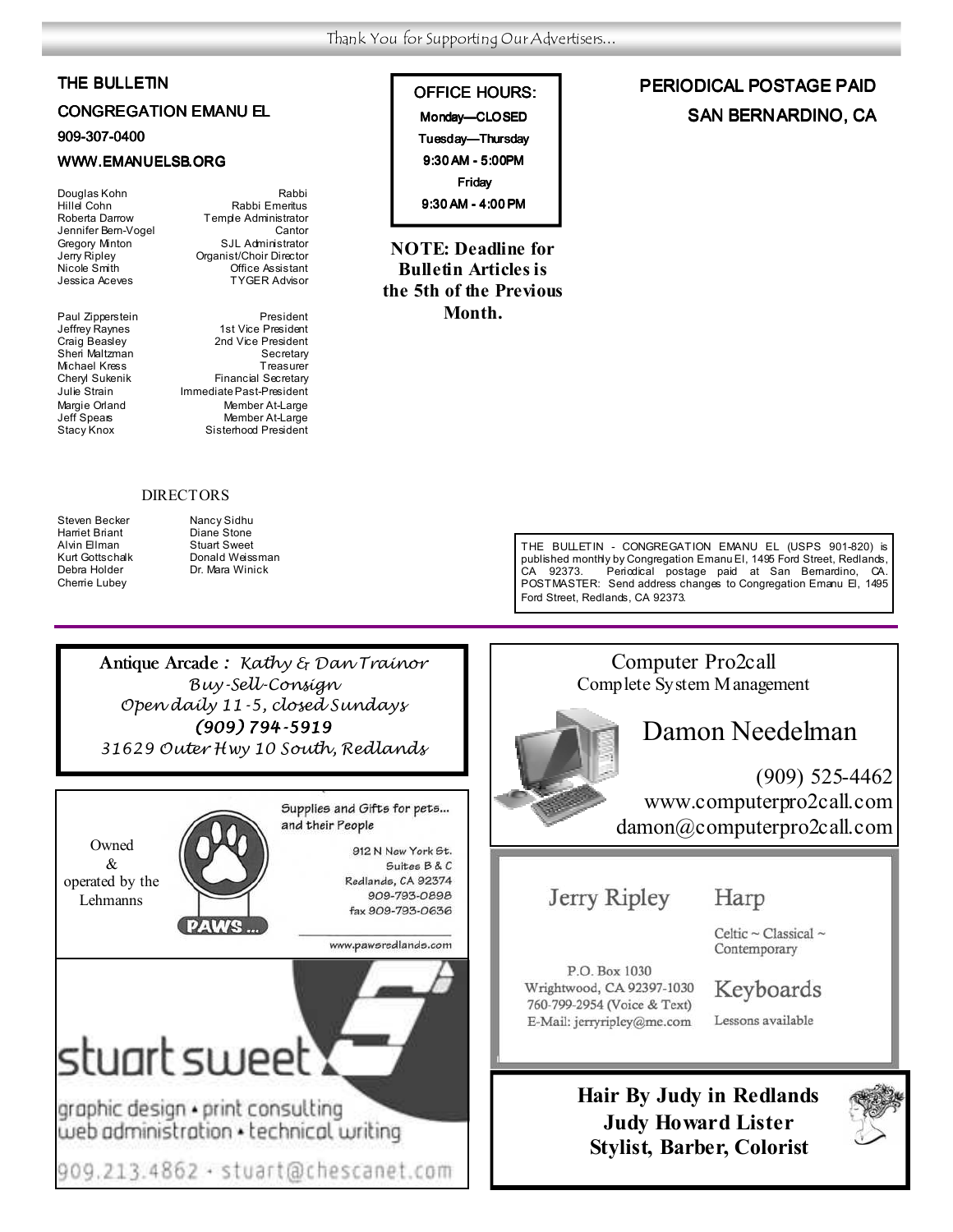Thank You for Supporting Our Advertisers...

**THE BULLETIN**

**CONGREGATION EMANU EL**

**909-307-0400**

**WWW.EMANUELSB.ORG**

| | |
|---|---|
| Douglas Kohn | Rabbi |
| Hillel Cohn | Rabbi Emeritus |
| Roberta Darrow | Temple Administrator |
| Jennifer Bern-Vogel | Cantor |
| Gregory Minton | SJL Administrator |
| Jerry Ripley | Organist/Choir Director |
| Nicole Smith | Office Assistant |
| Jessica Aceves | TYGER Advisor |

| | |
|---|---|
| Paul Zipperstein | President |
| Jeffrey Raynes | 1st Vice President |
| Craig Beasley | 2nd Vice President |
| Sheri Maltzman | Secretary |
| Michael Kress | Treasurer |
| Cheryl Sukenik | Financial Secretary |
| Julie Strain | Immediate Past-President |
| Margie Orland | Member At-Large |
| Jeff Spears | Member At-Large |
| Stacy Knox | Sisterhood President |

DIRECTORS

| | |
|---|---|
| Steven Becker | Nancy Sidhu |
| Harriet Briant | Diane Stone |
| Alvin Ellman | Stuart Sweet |
| Kurt Gottschalk | Donald Weissman |
| Debra Holder | Dr. Mara Winick |
| Cherrie Lubey | |

**OFFICE HOURS:**

**Monday—CLOSED**

**Tuesday—Thursday**

**9:30 AM - 5:00PM**

**Friday**

**9:30 AM - 4:00 PM**

**NOTE: Deadline for Bulletin Articles is the 5th of the Previous Month.**

**PERIODICAL POSTAGE PAID**

**SAN BERNARDINO, CA**

THE BULLETIN - CONGREGATION EMANU EL (USPS 901-820) is published monthly by Congregation Emanu El, 1495 Ford Street, Redlands, CA 92373. Periodical postage paid at San Bernardino, CA. POSTMASTER: Send address changes to Congregation Emanu El, 1495 Ford Street, Redlands, CA 92373.

---

**Antique Arcade :** *Kathy & Dan Trainor*
*Buy-Sell-Consign*
*Open daily 11-5, closed Sundays*
***(909) 794-5919***
*31629 Outer Hwy 10 South, Redlands*

Computer Pro2call
Complete System Management
Damon Needelman
(909) 525-4462
www.computerpro2call.com
damon@computerpro2call.com

Owned & operated by the Lehmanns

PAWS...
Supplies and Gifts for pets... and their People
912 N New York St.
Suites B & C
Redlands, CA 92374
909-793-0898
fax 909-793-0636
www.pawsredlands.com

Jerry Ripley
Harp
Celtic ~ Classical ~ Contemporary
Keyboards
Lessons available
P.O. Box 1030
Wrightwood, CA 92397-1030
760-799-2954 (Voice & Text)
E-Mail: jerryripley@me.com

stuart sweet
graphic design • print consulting
web administration • technical writing
909.213.4862 · stuart@chescanet.com

**Hair By Judy in Redlands**
**Judy Howard Lister**
**Stylist, Barber, Colorist**